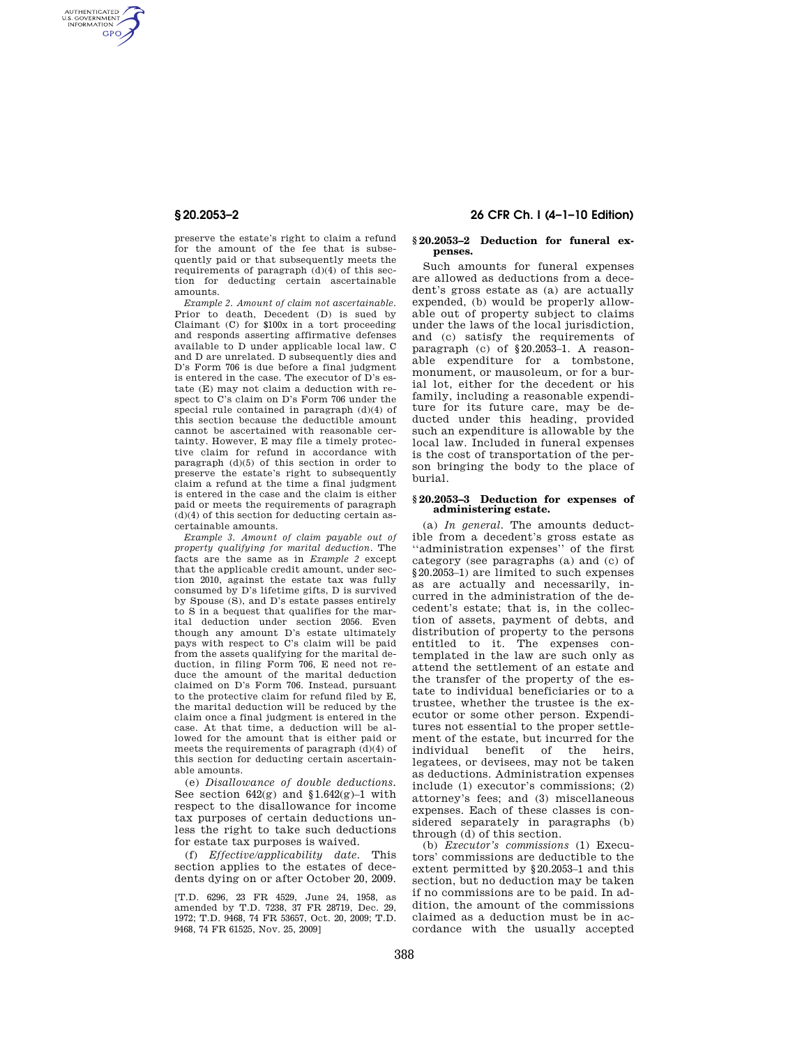preserve the estate's right to claim a refund for the amount of the fee that is subsequently paid or that subsequently meets the requirements of paragraph (d)(4) of this section for deducting certain ascertainable amounts.

*Example 2. Amount of claim not ascertainable.* Prior to death, Decedent (D) is sued by Claimant (C) for $100x in a tort proceeding and responds asserting affirmative defenses available to D under applicable local law. C and D are unrelated. D subsequently dies and D's Form 706 is due before a final judgment is entered in the case. The executor of D's estate (E) may not claim a deduction with respect to C's claim on D's Form 706 under the special rule contained in paragraph (d)(4) of this section because the deductible amount cannot be ascertained with reasonable certainty. However, E may file a timely protective claim for refund in accordance with paragraph (d)(5) of this section in order to preserve the estate's right to subsequently claim a refund at the time a final judgment is entered in the case and the claim is either paid or meets the requirements of paragraph (d)(4) of this section for deducting certain ascertainable amounts.

*Example 3. Amount of claim payable out of property qualifying for marital deduction.* The facts are the same as in *Example 2* except that the applicable credit amount, under section 2010, against the estate tax was fully consumed by D's lifetime gifts, D is survived by Spouse (S), and D's estate passes entirely to S in a bequest that qualifies for the marital deduction under section 2056. Even though any amount D's estate ultimately pays with respect to C's claim will be paid from the assets qualifying for the marital deduction, in filing Form 706, E need not reduce the amount of the marital deduction claimed on D's Form 706. Instead, pursuant to the protective claim for refund filed by E, the marital deduction will be reduced by the claim once a final judgment is entered in the case. At that time, a deduction will be allowed for the amount that is either paid or meets the requirements of paragraph (d)(4) of this section for deducting certain ascertainable amounts.

(e) *Disallowance of double deductions.* See section 642(g) and §1.642(g)–1 with respect to the disallowance for income tax purposes of certain deductions unless the right to take such deductions for estate tax purposes is waived.

(f) *Effective/applicability date.* This section applies to the estates of decedents dying on or after October 20, 2009.

[T.D. 6296, 23 FR 4529, June 24, 1958, as amended by T.D. 7238, 37 FR 28719, Dec. 29, 1972; T.D. 9468, 74 FR 53657, Oct. 20, 2009; T.D. 9468, 74 FR 61525, Nov. 25, 2009]

## §20.2053–2 Deduction for funeral expenses.

Such amounts for funeral expenses are allowed as deductions from a decedent's gross estate as (a) are actually expended, (b) would be properly allowable out of property subject to claims under the laws of the local jurisdiction, and (c) satisfy the requirements of paragraph (c) of §20.2053–1. A reasonable expenditure for a tombstone, monument, or mausoleum, or for a burial lot, either for the decedent or his family, including a reasonable expenditure for its future care, may be deducted under this heading, provided such an expenditure is allowable by the local law. Included in funeral expenses is the cost of transportation of the person bringing the body to the place of burial.

## §20.2053–3 Deduction for expenses of administering estate.

(a) *In general.* The amounts deductible from a decedent's gross estate as "administration expenses" of the first category (see paragraphs (a) and (c) of §20.2053–1) are limited to such expenses as are actually and necessarily, incurred in the administration of the decedent's estate; that is, in the collection of assets, payment of debts, and distribution of property to the persons entitled to it. The expenses contemplated in the law are such only as attend the settlement of an estate and the transfer of the property of the estate to individual beneficiaries or to a trustee, whether the trustee is the executor or some other person. Expenditures not essential to the proper settlement of the estate, but incurred for the individual benefit of the heirs, legatees, or devisees, may not be taken as deductions. Administration expenses include (1) executor's commissions; (2) attorney's fees; and (3) miscellaneous expenses. Each of these classes is considered separately in paragraphs (b) through (d) of this section.

(b) *Executor's commissions* (1) Executors' commissions are deductible to the extent permitted by §20.2053–1 and this section, but no deduction may be taken if no commissions are to be paid. In addition, the amount of the commissions claimed as a deduction must be in accordance with the usually accepted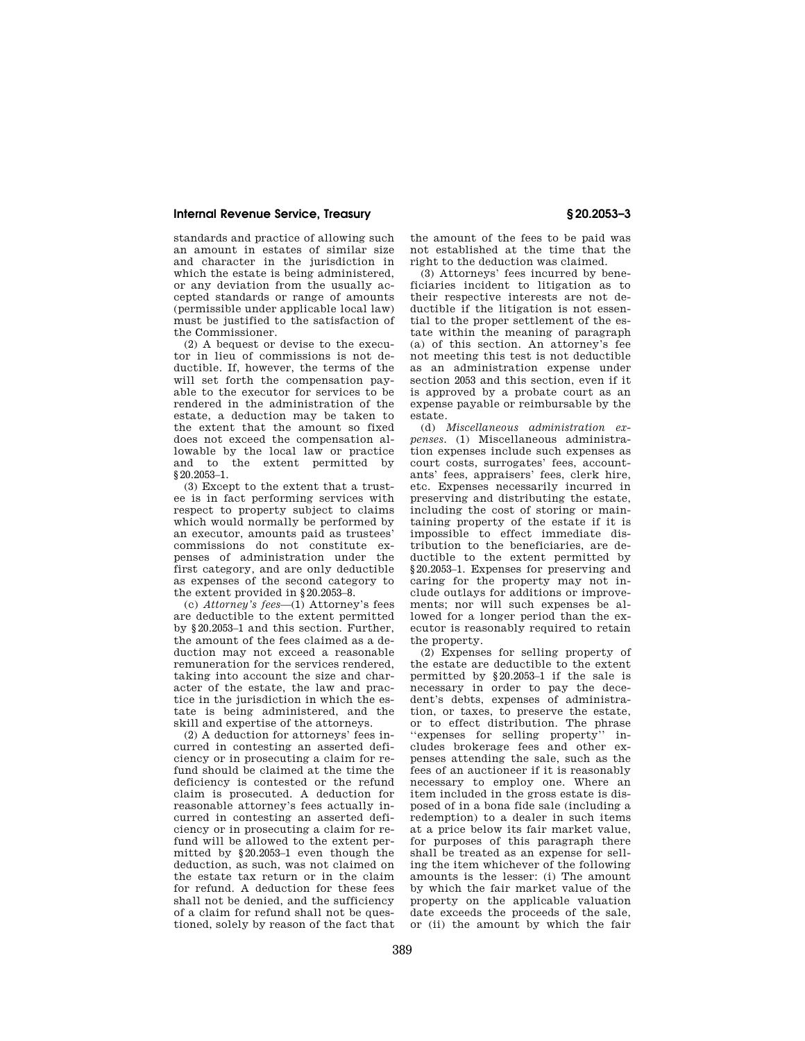standards and practice of allowing such an amount in estates of similar size and character in the jurisdiction in which the estate is being administered, or any deviation from the usually accepted standards or range of amounts (permissible under applicable local law) must be justified to the satisfaction of the Commissioner.

(2) A bequest or devise to the executor in lieu of commissions is not deductible. If, however, the terms of the will set forth the compensation payable to the executor for services to be rendered in the administration of the estate, a deduction may be taken to the extent that the amount so fixed does not exceed the compensation allowable by the local law or practice and to the extent permitted by §20.2053–1.

(3) Except to the extent that a trustee is in fact performing services with respect to property subject to claims which would normally be performed by an executor, amounts paid as trustees' commissions do not constitute expenses of administration under the first category, and are only deductible as expenses of the second category to the extent provided in §20.2053–8.

(c) *Attorney's fees*—(1) Attorney's fees are deductible to the extent permitted by §20.2053–1 and this section. Further, the amount of the fees claimed as a deduction may not exceed a reasonable remuneration for the services rendered, taking into account the size and character of the estate, the law and practice in the jurisdiction in which the estate is being administered, and the skill and expertise of the attorneys.

(2) A deduction for attorneys' fees incurred in contesting an asserted deficiency or in prosecuting a claim for refund should be claimed at the time the deficiency is contested or the refund claim is prosecuted. A deduction for reasonable attorney's fees actually incurred in contesting an asserted deficiency or in prosecuting a claim for refund will be allowed to the extent permitted by §20.2053–1 even though the deduction, as such, was not claimed on the estate tax return or in the claim for refund. A deduction for these fees shall not be denied, and the sufficiency of a claim for refund shall not be questioned, solely by reason of the fact that the amount of the fees to be paid was not established at the time that the right to the deduction was claimed.

(3) Attorneys' fees incurred by beneficiaries incident to litigation as to their respective interests are not deductible if the litigation is not essential to the proper settlement of the estate within the meaning of paragraph (a) of this section. An attorney's fee not meeting this test is not deductible as an administration expense under section 2053 and this section, even if it is approved by a probate court as an expense payable or reimbursable by the estate.

(d) *Miscellaneous administration expenses*. (1) Miscellaneous administration expenses include such expenses as court costs, surrogates' fees, accountants' fees, appraisers' fees, clerk hire, etc. Expenses necessarily incurred in preserving and distributing the estate, including the cost of storing or maintaining property of the estate if it is impossible to effect immediate distribution to the beneficiaries, are deductible to the extent permitted by §20.2053–1. Expenses for preserving and caring for the property may not include outlays for additions or improvements; nor will such expenses be allowed for a longer period than the executor is reasonably required to retain the property.

(2) Expenses for selling property of the estate are deductible to the extent permitted by §20.2053–1 if the sale is necessary in order to pay the decedent's debts, expenses of administration, or taxes, to preserve the estate, or to effect distribution. The phrase "expenses for selling property" includes brokerage fees and other expenses attending the sale, such as the fees of an auctioneer if it is reasonably necessary to employ one. Where an item included in the gross estate is disposed of in a bona fide sale (including a redemption) to a dealer in such items at a price below its fair market value, for purposes of this paragraph there shall be treated as an expense for selling the item whichever of the following amounts is the lesser: (i) The amount by which the fair market value of the property on the applicable valuation date exceeds the proceeds of the sale, or (ii) the amount by which the fair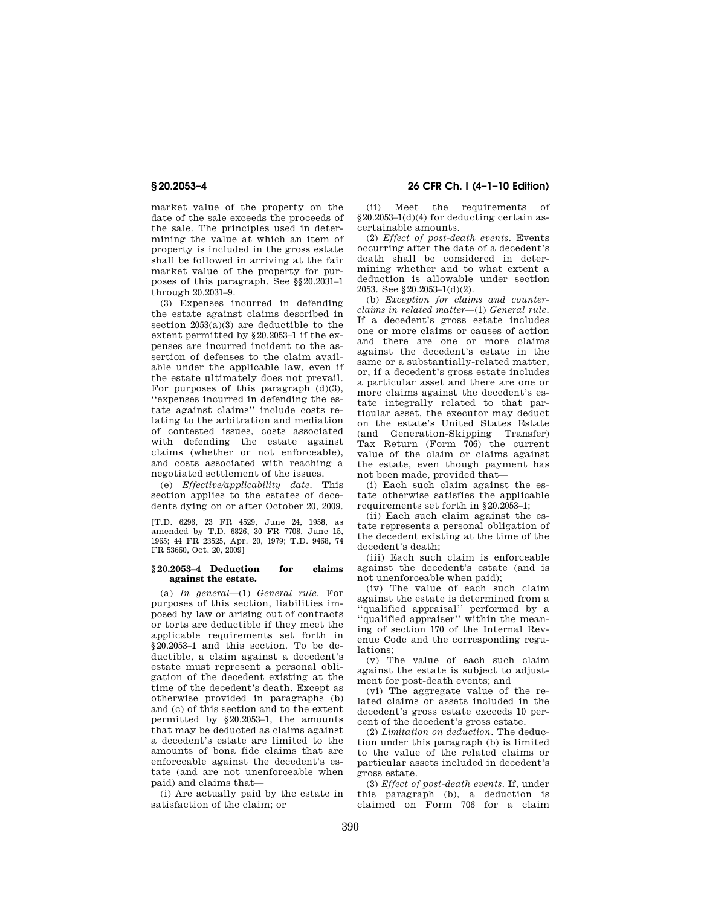market value of the property on the date of the sale exceeds the proceeds of the sale. The principles used in determining the value at which an item of property is included in the gross estate shall be followed in arriving at the fair market value of the property for purposes of this paragraph. See §§20.2031–1 through 20.2031–9.

(3) Expenses incurred in defending the estate against claims described in section 2053(a)(3) are deductible to the extent permitted by §20.2053–1 if the expenses are incurred incident to the assertion of defenses to the claim available under the applicable law, even if the estate ultimately does not prevail. For purposes of this paragraph (d)(3), ''expenses incurred in defending the estate against claims'' include costs relating to the arbitration and mediation of contested issues, costs associated with defending the estate against claims (whether or not enforceable), and costs associated with reaching a negotiated settlement of the issues.

(e) *Effective/applicability date.* This section applies to the estates of decedents dying on or after October 20, 2009.

[T.D. 6296, 23 FR 4529, June 24, 1958, as amended by T.D. 6826, 30 FR 7708, June 15, 1965; 44 FR 23525, Apr. 20, 1979; T.D. 9468, 74 FR 53660, Oct. 20, 2009]

### §20.2053–4 Deduction for claims against the estate.

(a) *In general*—(1) *General rule.* For purposes of this section, liabilities imposed by law or arising out of contracts or torts are deductible if they meet the applicable requirements set forth in §20.2053–1 and this section. To be deductible, a claim against a decedent's estate must represent a personal obligation of the decedent existing at the time of the decedent's death. Except as otherwise provided in paragraphs (b) and (c) of this section and to the extent permitted by §20.2053–1, the amounts that may be deducted as claims against a decedent's estate are limited to the amounts of bona fide claims that are enforceable against the decedent's estate (and are not unenforceable when paid) and claims that—

(i) Are actually paid by the estate in satisfaction of the claim; or

(ii) Meet the requirements of §20.2053–1(d)(4) for deducting certain ascertainable amounts.

(2) *Effect of post-death events.* Events occurring after the date of a decedent's death shall be considered in determining whether and to what extent a deduction is allowable under section 2053. See §20.2053–1(d)(2).

(b) *Exception for claims and counterclaims in related matter*—(1) *General rule.* If a decedent's gross estate includes one or more claims or causes of action and there are one or more claims against the decedent's estate in the same or a substantially-related matter, or, if a decedent's gross estate includes a particular asset and there are one or more claims against the decedent's estate integrally related to that particular asset, the executor may deduct on the estate's United States Estate (and Generation-Skipping Transfer) Tax Return (Form 706) the current value of the claim or claims against the estate, even though payment has not been made, provided that—

(i) Each such claim against the estate otherwise satisfies the applicable requirements set forth in §20.2053–1;

(ii) Each such claim against the estate represents a personal obligation of the decedent existing at the time of the decedent's death;

(iii) Each such claim is enforceable against the decedent's estate (and is not unenforceable when paid);

(iv) The value of each such claim against the estate is determined from a ''qualified appraisal'' performed by a ''qualified appraiser'' within the meaning of section 170 of the Internal Revenue Code and the corresponding regulations;

(v) The value of each such claim against the estate is subject to adjustment for post-death events; and

(vi) The aggregate value of the related claims or assets included in the decedent's gross estate exceeds 10 percent of the decedent's gross estate.

(2) *Limitation on deduction.* The deduction under this paragraph (b) is limited to the value of the related claims or particular assets included in decedent's gross estate.

(3) *Effect of post-death events.* If, under this paragraph (b), a deduction is claimed on Form 706 for a claim